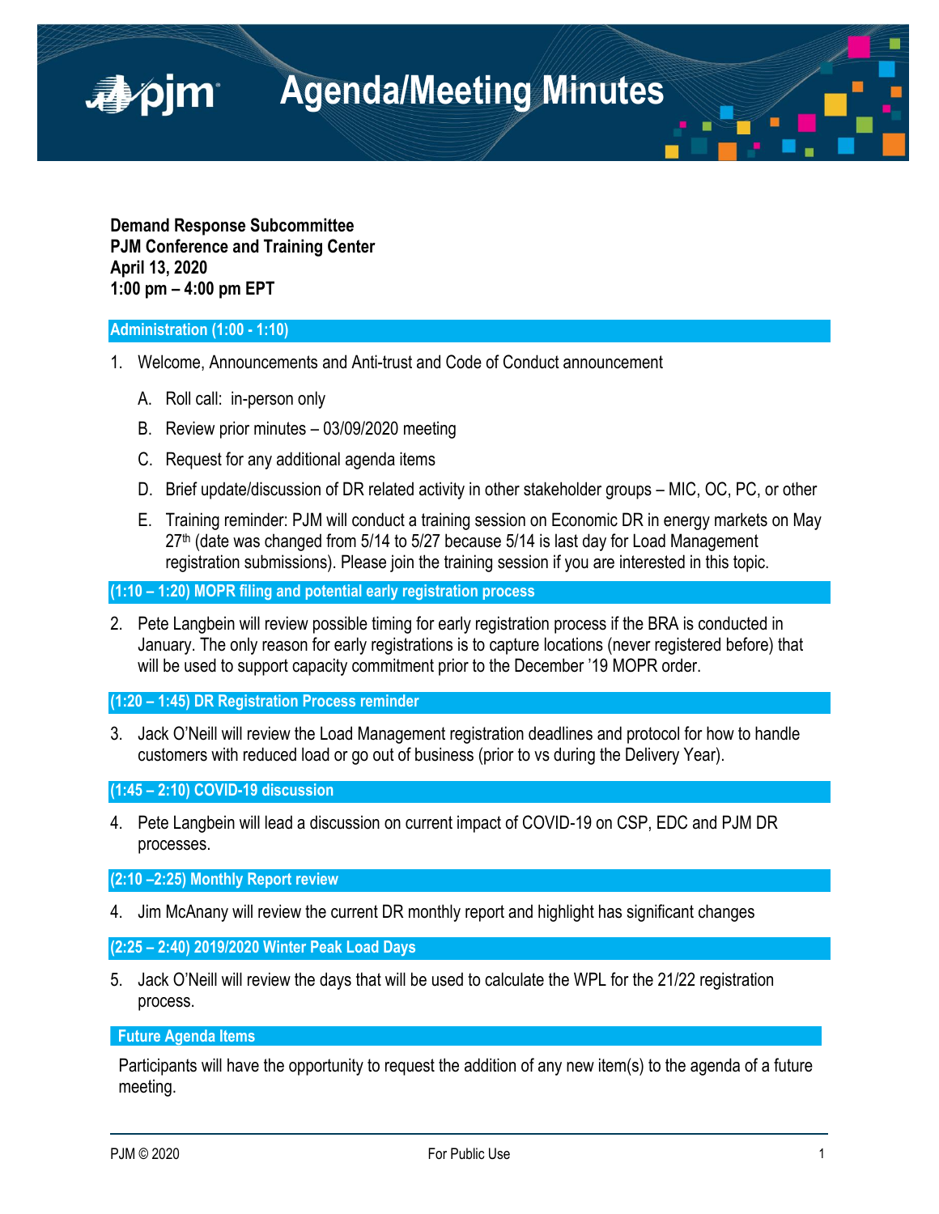# Agenda/Meeting Minutes

**Demand Response Subcommittee**
**PJM Conference and Training Center**
**April 13, 2020**
**1:00 pm – 4:00 pm EPT**

## Administration (1:00 - 1:10)

1. Welcome, Announcements and Anti-trust and Code of Conduct announcement

   A. Roll call: in-person only

   B. Review prior minutes – 03/09/2020 meeting

   C. Request for any additional agenda items

   D. Brief update/discussion of DR related activity in other stakeholder groups – MIC, OC, PC, or other

   E. Training reminder: PJM will conduct a training session on Economic DR in energy markets on May 27th (date was changed from 5/14 to 5/27 because 5/14 is last day for Load Management registration submissions). Please join the training session if you are interested in this topic.

## (1:10 – 1:20) MOPR filing and potential early registration process

2. Pete Langbein will review possible timing for early registration process if the BRA is conducted in January. The only reason for early registrations is to capture locations (never registered before) that will be used to support capacity commitment prior to the December '19 MOPR order.

## (1:20 – 1:45) DR Registration Process reminder

3. Jack O'Neill will review the Load Management registration deadlines and protocol for how to handle customers with reduced load or go out of business (prior to vs during the Delivery Year).

## (1:45 – 2:10) COVID-19 discussion

4. Pete Langbein will lead a discussion on current impact of COVID-19 on CSP, EDC and PJM DR processes.

## (2:10 –2:25) Monthly Report review

4. Jim McAnany will review the current DR monthly report and highlight has significant changes

## (2:25 – 2:40) 2019/2020 Winter Peak Load Days

5. Jack O'Neill will review the days that will be used to calculate the WPL for the 21/22 registration process.

## Future Agenda Items

Participants will have the opportunity to request the addition of any new item(s) to the agenda of a future meeting.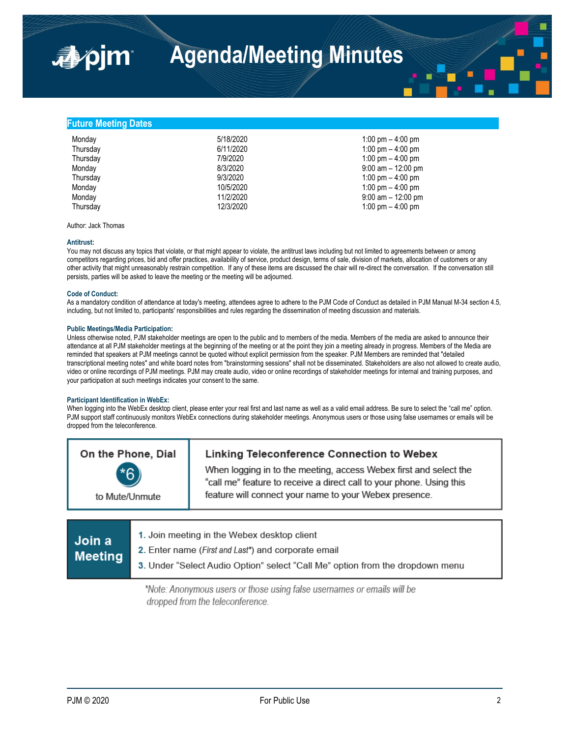# Agenda/Meeting Minutes

## Future Meeting Dates

| | | |
|---|---|---|
| Monday | 5/18/2020 | 1:00 pm – 4:00 pm |
| Thursday | 6/11/2020 | 1:00 pm – 4:00 pm |
| Thursday | 7/9/2020 | 1:00 pm – 4:00 pm |
| Monday | 8/3/2020 | 9:00 am – 12:00 pm |
| Thursday | 9/3/2020 | 1:00 pm – 4:00 pm |
| Monday | 10/5/2020 | 1:00 pm – 4:00 pm |
| Monday | 11/2/2020 | 9:00 am – 12:00 pm |
| Thursday | 12/3/2020 | 1:00 pm – 4:00 pm |

Author: Jack Thomas

**Antitrust:**
You may not discuss any topics that violate, or that might appear to violate, the antitrust laws including but not limited to agreements between or among competitors regarding prices, bid and offer practices, availability of service, product design, terms of sale, division of markets, allocation of customers or any other activity that might unreasonably restrain competition. If any of these items are discussed the chair will re-direct the conversation. If the conversation still persists, parties will be asked to leave the meeting or the meeting will be adjourned.

**Code of Conduct:**
As a mandatory condition of attendance at today's meeting, attendees agree to adhere to the PJM Code of Conduct as detailed in PJM Manual M-34 section 4.5, including, but not limited to, participants' responsibilities and rules regarding the dissemination of meeting discussion and materials.

**Public Meetings/Media Participation:**
Unless otherwise noted, PJM stakeholder meetings are open to the public and to members of the media. Members of the media are asked to announce their attendance at all PJM stakeholder meetings at the beginning of the meeting or at the point they join a meeting already in progress. Members of the Media are reminded that speakers at PJM meetings cannot be quoted without explicit permission from the speaker. PJM Members are reminded that "detailed transcriptional meeting notes" and white board notes from "brainstorming sessions" shall not be disseminated. Stakeholders are also not allowed to create audio, video or online recordings of PJM meetings. PJM may create audio, video or online recordings of stakeholder meetings for internal and training purposes, and your participation at such meetings indicates your consent to the same.

**Participant Identification in WebEx:**
When logging into the WebEx desktop client, please enter your real first and last name as well as a valid email address. Be sure to select the "call me" option. PJM support staff continuously monitors WebEx connections during stakeholder meetings. Anonymous users or those using false usernames or emails will be dropped from the teleconference.

| On the Phone, Dial *6 to Mute/Unmute | **Linking Teleconference Connection to Webex** When logging in to the meeting, access Webex first and select the "call me" feature to receive a direct call to your phone. Using this feature will connect your name to your Webex presence. |
|---|---|

| **Join a Meeting** | 1. Join meeting in the Webex desktop client<br>2. Enter name (*First and Last\**) and corporate email<br>3. Under "Select Audio Option" select "Call Me" option from the dropdown menu |
|---|---|

*\*Note: Anonymous users or those using false usernames or emails will be dropped from the teleconference.*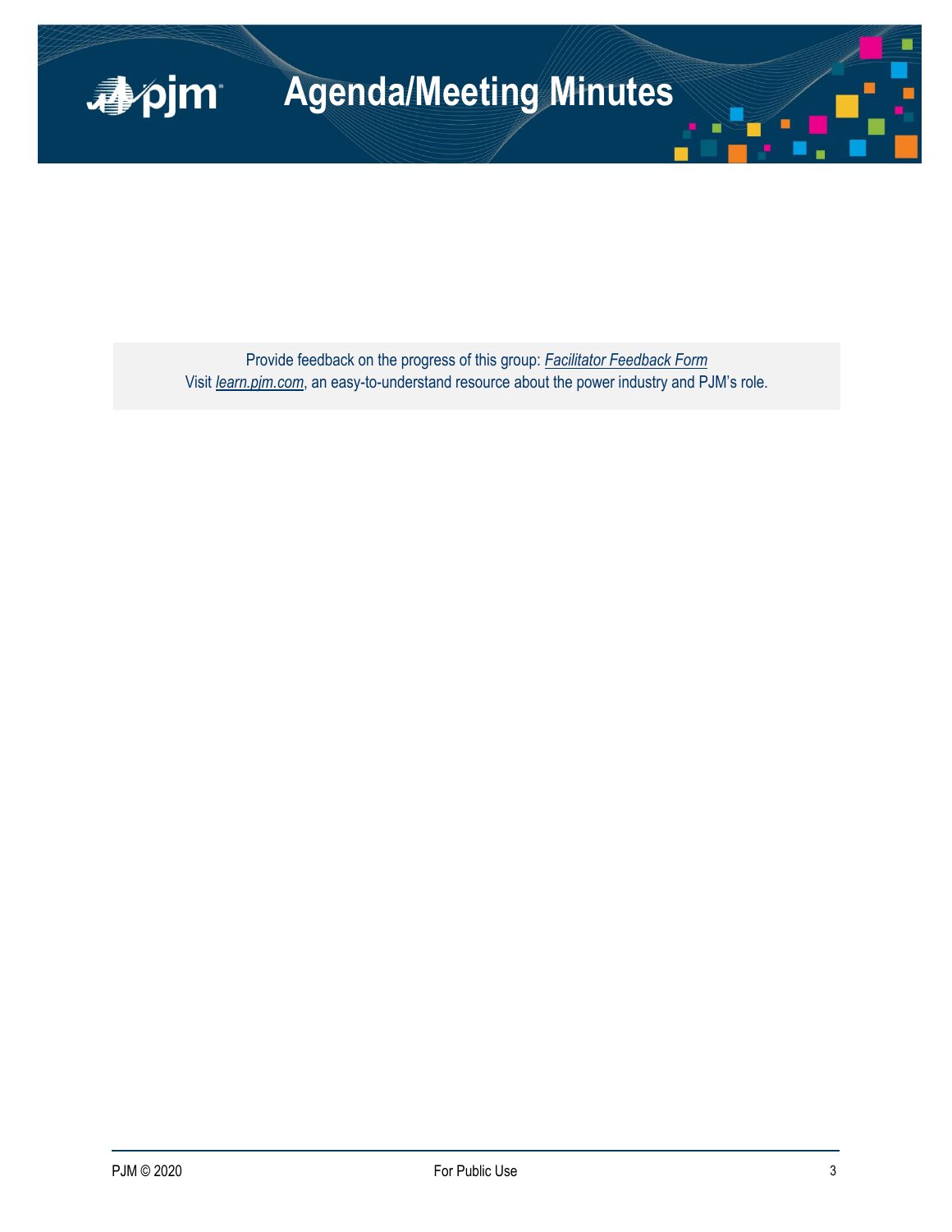Provide feedback on the progress of this group: *Facilitator Feedback Form*

Visit *learn.pjm.com*, an easy-to-understand resource about the power industry and PJM's role.